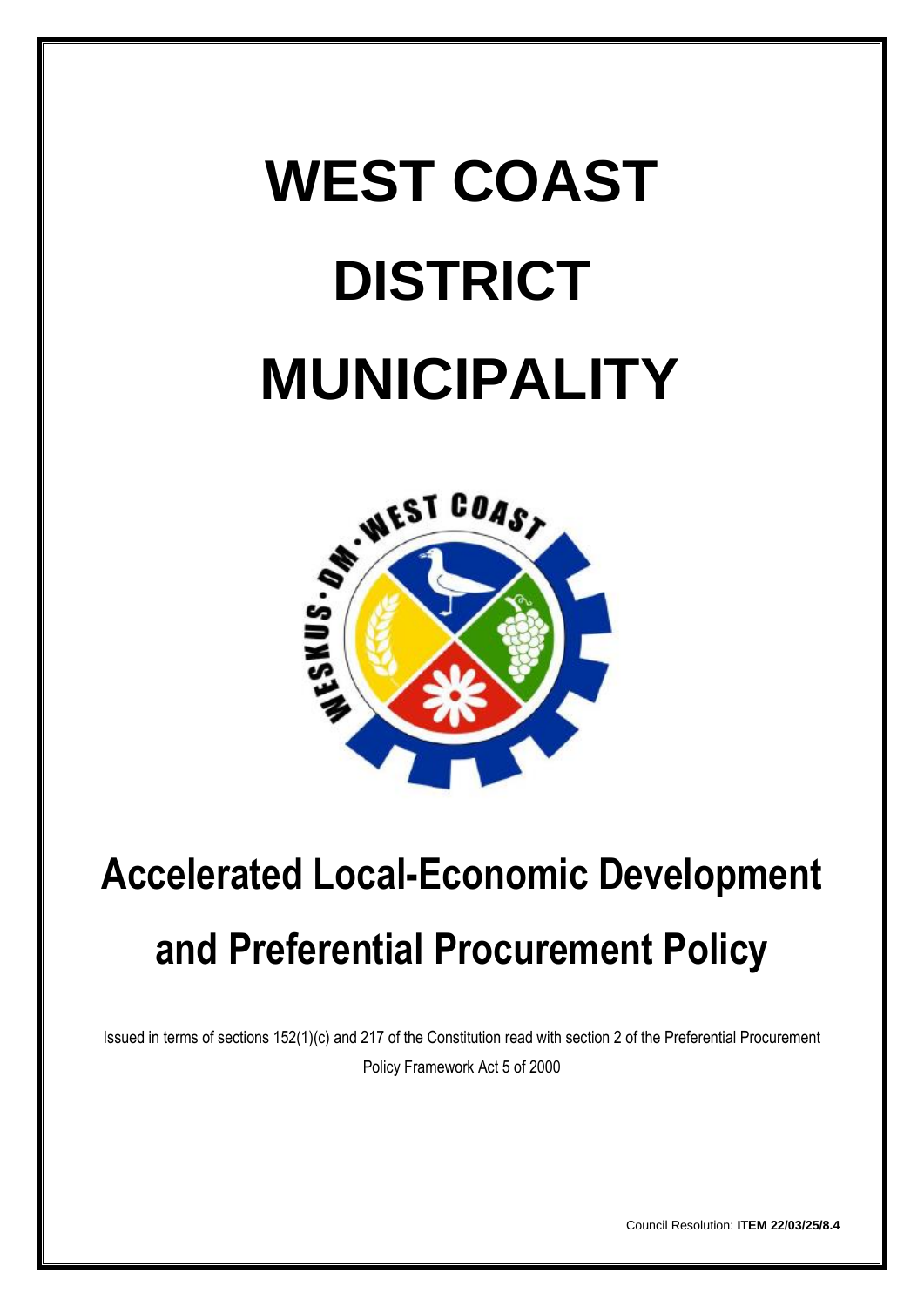# WEST COAST DISTRICT MUNICIPALITY

## Accelerated Local-Economic Development and Preferential Procurement Policy

Issued in terms of sections 152(1)(c) and 217 of the Constitution read with section 2 of the Preferential Procurement Policy Framework Act 5 of 2000

Council Resolution: **ITEM 22/03/25/8.4**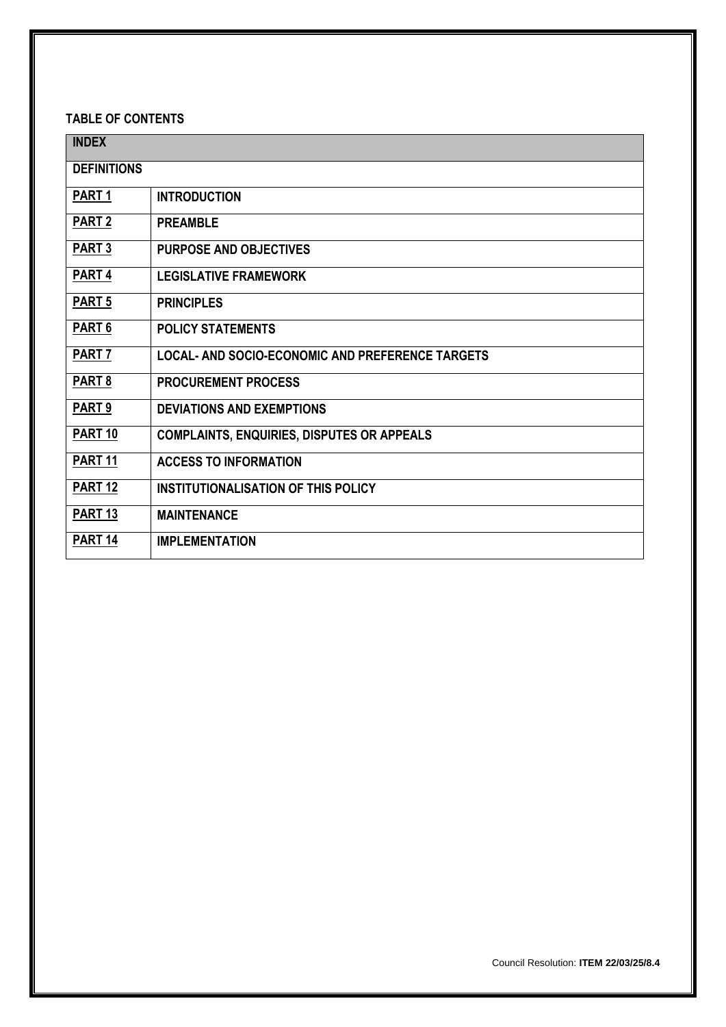**TABLE OF CONTENTS**

| INDEX | |
|---|---|
| DEFINITIONS | |
| PART 1 | INTRODUCTION |
| PART 2 | PREAMBLE |
| PART 3 | PURPOSE AND OBJECTIVES |
| PART 4 | LEGISLATIVE FRAMEWORK |
| PART 5 | PRINCIPLES |
| PART 6 | POLICY STATEMENTS |
| PART 7 | LOCAL- AND SOCIO-ECONOMIC AND PREFERENCE TARGETS |
| PART 8 | PROCUREMENT PROCESS |
| PART 9 | DEVIATIONS AND EXEMPTIONS |
| PART 10 | COMPLAINTS, ENQUIRIES, DISPUTES OR APPEALS |
| PART 11 | ACCESS TO INFORMATION |
| PART 12 | INSTITUTIONALISATION OF THIS POLICY |
| PART 13 | MAINTENANCE |
| PART 14 | IMPLEMENTATION |

Council Resolution: **ITEM 22/03/25/8.4**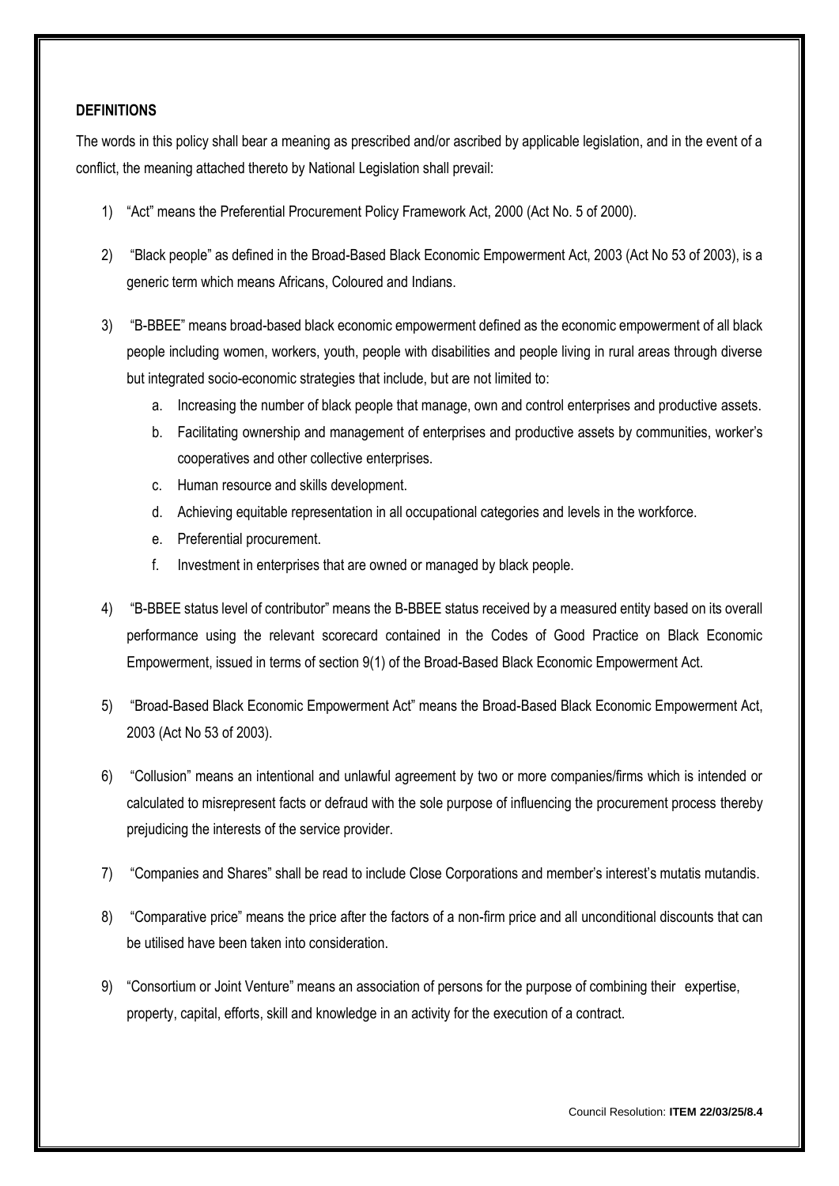**DEFINITIONS**

The words in this policy shall bear a meaning as prescribed and/or ascribed by applicable legislation, and in the event of a conflict, the meaning attached thereto by National Legislation shall prevail:

1) "Act" means the Preferential Procurement Policy Framework Act, 2000 (Act No. 5 of 2000).

2) "Black people" as defined in the Broad-Based Black Economic Empowerment Act, 2003 (Act No 53 of 2003), is a generic term which means Africans, Coloured and Indians.

3) "B-BBEE" means broad-based black economic empowerment defined as the economic empowerment of all black people including women, workers, youth, people with disabilities and people living in rural areas through diverse but integrated socio-economic strategies that include, but are not limited to:
    a. Increasing the number of black people that manage, own and control enterprises and productive assets.
    b. Facilitating ownership and management of enterprises and productive assets by communities, worker's cooperatives and other collective enterprises.
    c. Human resource and skills development.
    d. Achieving equitable representation in all occupational categories and levels in the workforce.
    e. Preferential procurement.
    f. Investment in enterprises that are owned or managed by black people.

4) "B-BBEE status level of contributor" means the B-BBEE status received by a measured entity based on its overall performance using the relevant scorecard contained in the Codes of Good Practice on Black Economic Empowerment, issued in terms of section 9(1) of the Broad-Based Black Economic Empowerment Act.

5) "Broad-Based Black Economic Empowerment Act" means the Broad-Based Black Economic Empowerment Act, 2003 (Act No 53 of 2003).

6) "Collusion" means an intentional and unlawful agreement by two or more companies/firms which is intended or calculated to misrepresent facts or defraud with the sole purpose of influencing the procurement process thereby prejudicing the interests of the service provider.

7) "Companies and Shares" shall be read to include Close Corporations and member's interest's mutatis mutandis.

8) "Comparative price" means the price after the factors of a non-firm price and all unconditional discounts that can be utilised have been taken into consideration.

9) "Consortium or Joint Venture" means an association of persons for the purpose of combining their expertise, property, capital, efforts, skill and knowledge in an activity for the execution of a contract.

Council Resolution: **ITEM 22/03/25/8.4**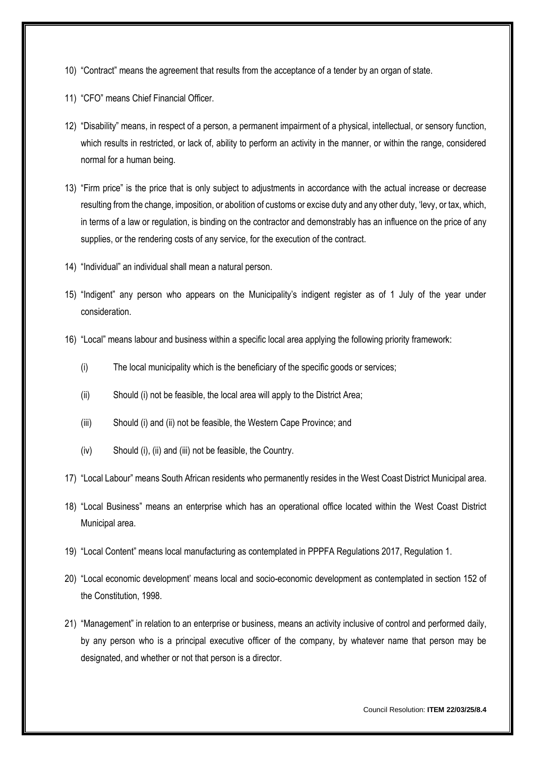10) "Contract" means the agreement that results from the acceptance of a tender by an organ of state.

11) "CFO" means Chief Financial Officer.

12) "Disability" means, in respect of a person, a permanent impairment of a physical, intellectual, or sensory function, which results in restricted, or lack of, ability to perform an activity in the manner, or within the range, considered normal for a human being.

13) "Firm price" is the price that is only subject to adjustments in accordance with the actual increase or decrease resulting from the change, imposition, or abolition of customs or excise duty and any other duty, 'levy, or tax, which, in terms of a law or regulation, is binding on the contractor and demonstrably has an influence on the price of any supplies, or the rendering costs of any service, for the execution of the contract.

14) "Individual" an individual shall mean a natural person.

15) "Indigent" any person who appears on the Municipality's indigent register as of 1 July of the year under consideration.

16) "Local" means labour and business within a specific local area applying the following priority framework:

    (i) The local municipality which is the beneficiary of the specific goods or services;

    (ii) Should (i) not be feasible, the local area will apply to the District Area;

    (iii) Should (i) and (ii) not be feasible, the Western Cape Province; and

    (iv) Should (i), (ii) and (iii) not be feasible, the Country.

17) "Local Labour" means South African residents who permanently resides in the West Coast District Municipal area.

18) "Local Business" means an enterprise which has an operational office located within the West Coast District Municipal area.

19) "Local Content" means local manufacturing as contemplated in PPPFA Regulations 2017, Regulation 1.

20) "Local economic development' means local and socio-economic development as contemplated in section 152 of the Constitution, 1998.

21) "Management" in relation to an enterprise or business, means an activity inclusive of control and performed daily, by any person who is a principal executive officer of the company, by whatever name that person may be designated, and whether or not that person is a director.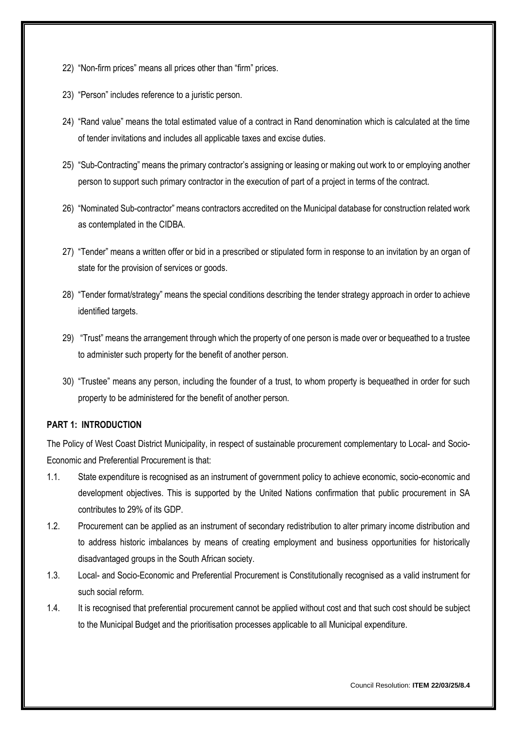22) "Non-firm prices" means all prices other than "firm" prices.

23) "Person" includes reference to a juristic person.

24) "Rand value" means the total estimated value of a contract in Rand denomination which is calculated at the time of tender invitations and includes all applicable taxes and excise duties.

25) "Sub-Contracting" means the primary contractor's assigning or leasing or making out work to or employing another person to support such primary contractor in the execution of part of a project in terms of the contract.

26) "Nominated Sub-contractor" means contractors accredited on the Municipal database for construction related work as contemplated in the CIDBA.

27) "Tender" means a written offer or bid in a prescribed or stipulated form in response to an invitation by an organ of state for the provision of services or goods.

28) "Tender format/strategy" means the special conditions describing the tender strategy approach in order to achieve identified targets.

29) "Trust" means the arrangement through which the property of one person is made over or bequeathed to a trustee to administer such property for the benefit of another person.

30) "Trustee" means any person, including the founder of a trust, to whom property is bequeathed in order for such property to be administered for the benefit of another person.

**PART 1: INTRODUCTION**

The Policy of West Coast District Municipality, in respect of sustainable procurement complementary to Local- and Socio-Economic and Preferential Procurement is that:

1.1. State expenditure is recognised as an instrument of government policy to achieve economic, socio-economic and development objectives. This is supported by the United Nations confirmation that public procurement in SA contributes to 29% of its GDP.

1.2. Procurement can be applied as an instrument of secondary redistribution to alter primary income distribution and to address historic imbalances by means of creating employment and business opportunities for historically disadvantaged groups in the South African society.

1.3. Local- and Socio-Economic and Preferential Procurement is Constitutionally recognised as a valid instrument for such social reform.

1.4. It is recognised that preferential procurement cannot be applied without cost and that such cost should be subject to the Municipal Budget and the prioritisation processes applicable to all Municipal expenditure.

Council Resolution: **ITEM 22/03/25/8.4**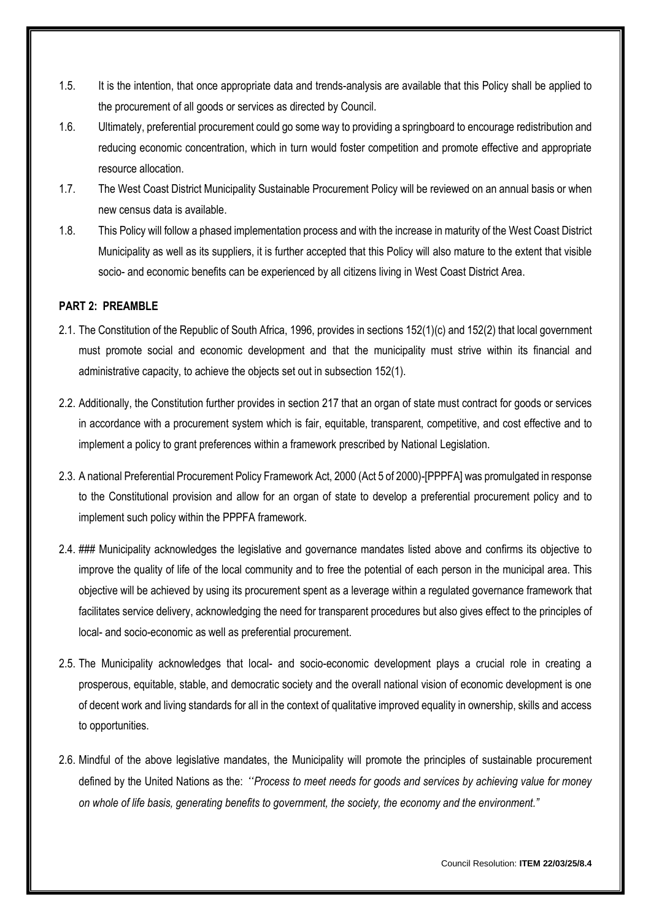1.5. It is the intention, that once appropriate data and trends-analysis are available that this Policy shall be applied to the procurement of all goods or services as directed by Council.

1.6. Ultimately, preferential procurement could go some way to providing a springboard to encourage redistribution and reducing economic concentration, which in turn would foster competition and promote effective and appropriate resource allocation.

1.7. The West Coast District Municipality Sustainable Procurement Policy will be reviewed on an annual basis or when new census data is available.

1.8. This Policy will follow a phased implementation process and with the increase in maturity of the West Coast District Municipality as well as its suppliers, it is further accepted that this Policy will also mature to the extent that visible socio- and economic benefits can be experienced by all citizens living in West Coast District Area.

**PART 2: PREAMBLE**

2.1. The Constitution of the Republic of South Africa, 1996, provides in sections 152(1)(c) and 152(2) that local government must promote social and economic development and that the municipality must strive within its financial and administrative capacity, to achieve the objects set out in subsection 152(1).

2.2. Additionally, the Constitution further provides in section 217 that an organ of state must contract for goods or services in accordance with a procurement system which is fair, equitable, transparent, competitive, and cost effective and to implement a policy to grant preferences within a framework prescribed by National Legislation.

2.3. A national Preferential Procurement Policy Framework Act, 2000 (Act 5 of 2000)-[PPPFA] was promulgated in response to the Constitutional provision and allow for an organ of state to develop a preferential procurement policy and to implement such policy within the PPPFA framework.

2.4. ### Municipality acknowledges the legislative and governance mandates listed above and confirms its objective to improve the quality of life of the local community and to free the potential of each person in the municipal area. This objective will be achieved by using its procurement spent as a leverage within a regulated governance framework that facilitates service delivery, acknowledging the need for transparent procedures but also gives effect to the principles of local- and socio-economic as well as preferential procurement.

2.5. The Municipality acknowledges that local- and socio-economic development plays a crucial role in creating a prosperous, equitable, stable, and democratic society and the overall national vision of economic development is one of decent work and living standards for all in the context of qualitative improved equality in ownership, skills and access to opportunities.

2.6. Mindful of the above legislative mandates, the Municipality will promote the principles of sustainable procurement defined by the United Nations as the: *''Process to meet needs for goods and services by achieving value for money on whole of life basis, generating benefits to government, the society, the economy and the environment."*

Council Resolution: **ITEM 22/03/25/8.4**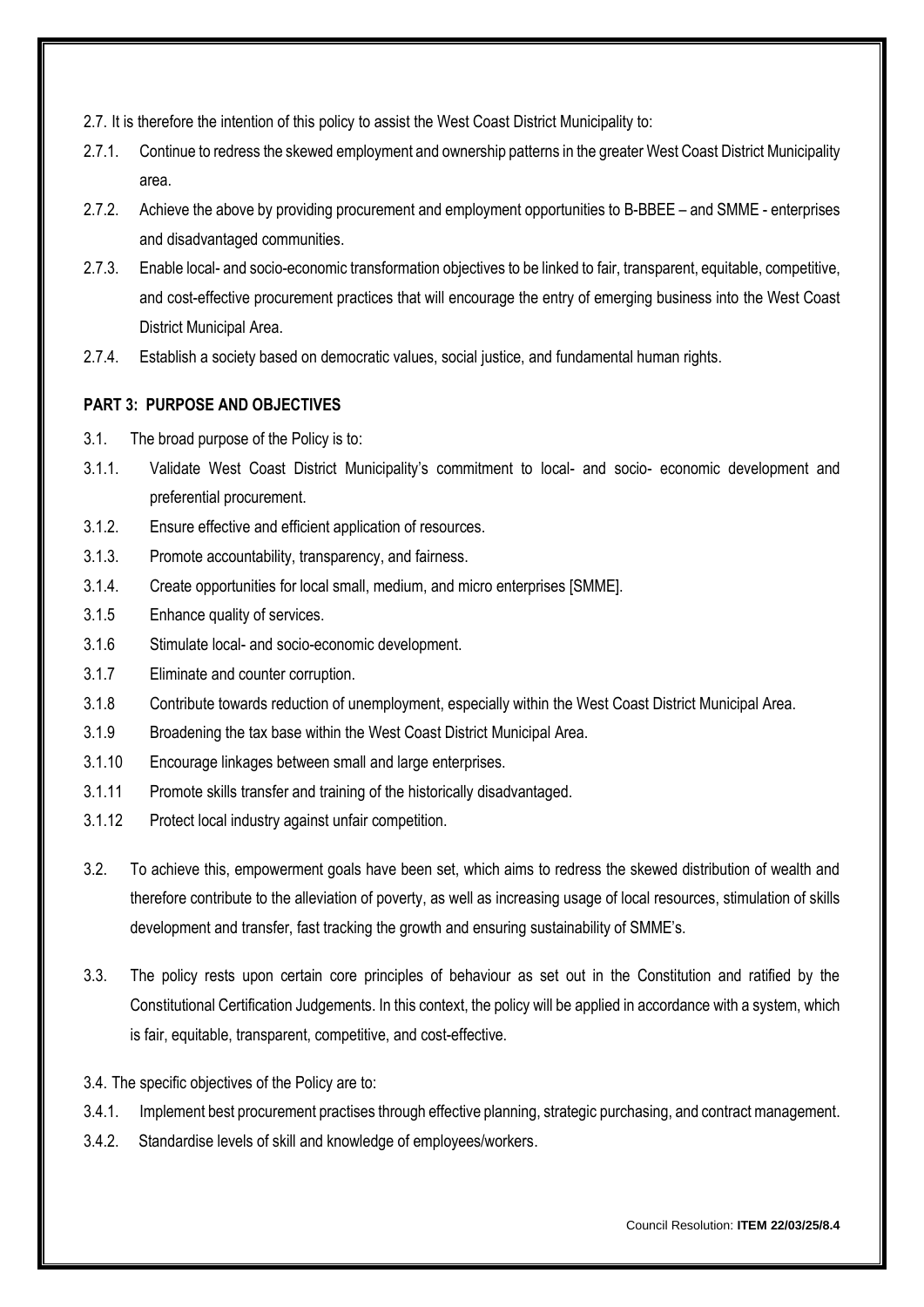2.7. It is therefore the intention of this policy to assist the West Coast District Municipality to:

2.7.1. Continue to redress the skewed employment and ownership patterns in the greater West Coast District Municipality area.

2.7.2. Achieve the above by providing procurement and employment opportunities to B-BBEE – and SMME - enterprises and disadvantaged communities.

2.7.3. Enable local- and socio-economic transformation objectives to be linked to fair, transparent, equitable, competitive, and cost-effective procurement practices that will encourage the entry of emerging business into the West Coast District Municipal Area.

2.7.4. Establish a society based on democratic values, social justice, and fundamental human rights.

## PART 3: PURPOSE AND OBJECTIVES

3.1. The broad purpose of the Policy is to:

3.1.1. Validate West Coast District Municipality's commitment to local- and socio- economic development and preferential procurement.

3.1.2. Ensure effective and efficient application of resources.

3.1.3. Promote accountability, transparency, and fairness.

3.1.4. Create opportunities for local small, medium, and micro enterprises [SMME].

3.1.5 Enhance quality of services.

3.1.6 Stimulate local- and socio-economic development.

3.1.7 Eliminate and counter corruption.

3.1.8 Contribute towards reduction of unemployment, especially within the West Coast District Municipal Area.

3.1.9 Broadening the tax base within the West Coast District Municipal Area.

3.1.10 Encourage linkages between small and large enterprises.

3.1.11 Promote skills transfer and training of the historically disadvantaged.

3.1.12 Protect local industry against unfair competition.

3.2. To achieve this, empowerment goals have been set, which aims to redress the skewed distribution of wealth and therefore contribute to the alleviation of poverty, as well as increasing usage of local resources, stimulation of skills development and transfer, fast tracking the growth and ensuring sustainability of SMME's.

3.3. The policy rests upon certain core principles of behaviour as set out in the Constitution and ratified by the Constitutional Certification Judgements. In this context, the policy will be applied in accordance with a system, which is fair, equitable, transparent, competitive, and cost-effective.

3.4. The specific objectives of the Policy are to:

3.4.1. Implement best procurement practises through effective planning, strategic purchasing, and contract management.

3.4.2. Standardise levels of skill and knowledge of employees/workers.

Council Resolution: **ITEM 22/03/25/8.4**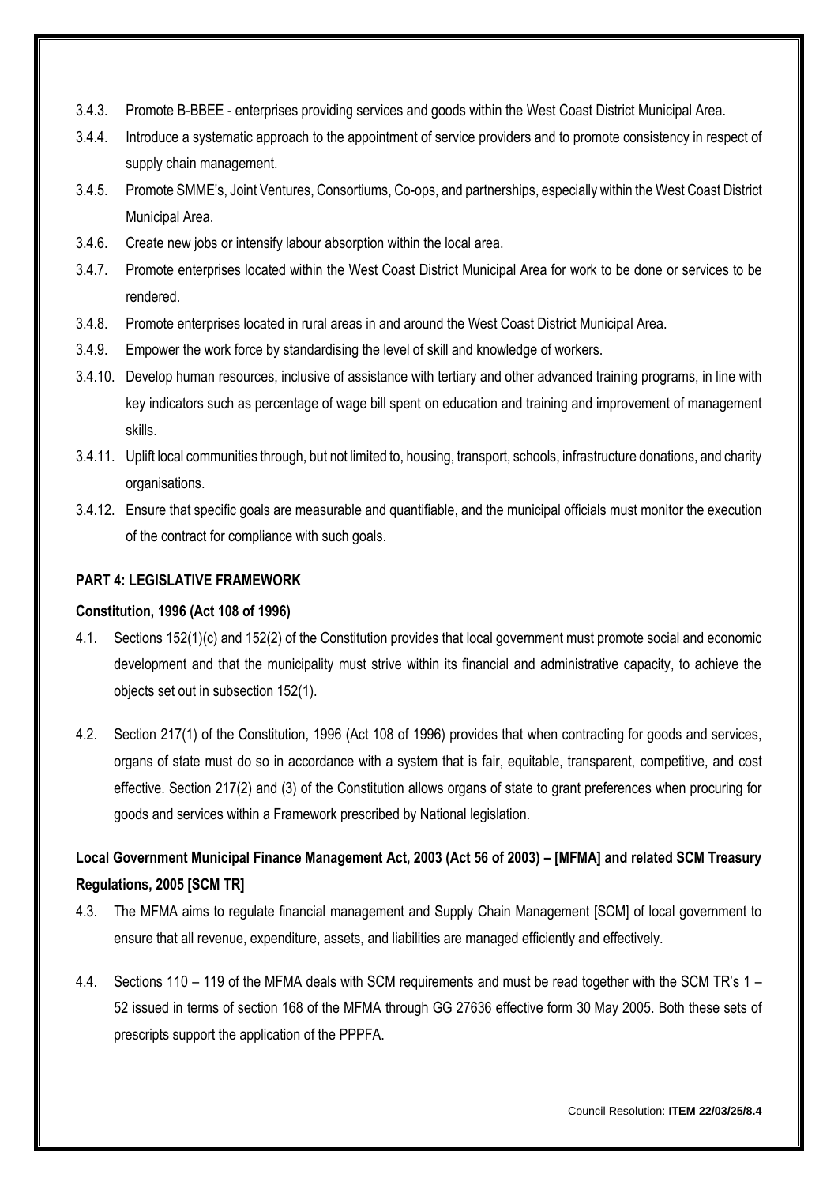3.4.3. Promote B-BBEE - enterprises providing services and goods within the West Coast District Municipal Area.

3.4.4. Introduce a systematic approach to the appointment of service providers and to promote consistency in respect of supply chain management.

3.4.5. Promote SMME's, Joint Ventures, Consortiums, Co-ops, and partnerships, especially within the West Coast District Municipal Area.

3.4.6. Create new jobs or intensify labour absorption within the local area.

3.4.7. Promote enterprises located within the West Coast District Municipal Area for work to be done or services to be rendered.

3.4.8. Promote enterprises located in rural areas in and around the West Coast District Municipal Area.

3.4.9. Empower the work force by standardising the level of skill and knowledge of workers.

3.4.10. Develop human resources, inclusive of assistance with tertiary and other advanced training programs, in line with key indicators such as percentage of wage bill spent on education and training and improvement of management skills.

3.4.11. Uplift local communities through, but not limited to, housing, transport, schools, infrastructure donations, and charity organisations.

3.4.12. Ensure that specific goals are measurable and quantifiable, and the municipal officials must monitor the execution of the contract for compliance with such goals.

## PART 4: LEGISLATIVE FRAMEWORK

### Constitution, 1996 (Act 108 of 1996)

4.1. Sections 152(1)(c) and 152(2) of the Constitution provides that local government must promote social and economic development and that the municipality must strive within its financial and administrative capacity, to achieve the objects set out in subsection 152(1).

4.2. Section 217(1) of the Constitution, 1996 (Act 108 of 1996) provides that when contracting for goods and services, organs of state must do so in accordance with a system that is fair, equitable, transparent, competitive, and cost effective. Section 217(2) and (3) of the Constitution allows organs of state to grant preferences when procuring for goods and services within a Framework prescribed by National legislation.

### Local Government Municipal Finance Management Act, 2003 (Act 56 of 2003) – [MFMA] and related SCM Treasury Regulations, 2005 [SCM TR]

4.3. The MFMA aims to regulate financial management and Supply Chain Management [SCM] of local government to ensure that all revenue, expenditure, assets, and liabilities are managed efficiently and effectively.

4.4. Sections 110 – 119 of the MFMA deals with SCM requirements and must be read together with the SCM TR's 1 – 52 issued in terms of section 168 of the MFMA through GG 27636 effective form 30 May 2005. Both these sets of prescripts support the application of the PPPFA.

Council Resolution: **ITEM 22/03/25/8.4**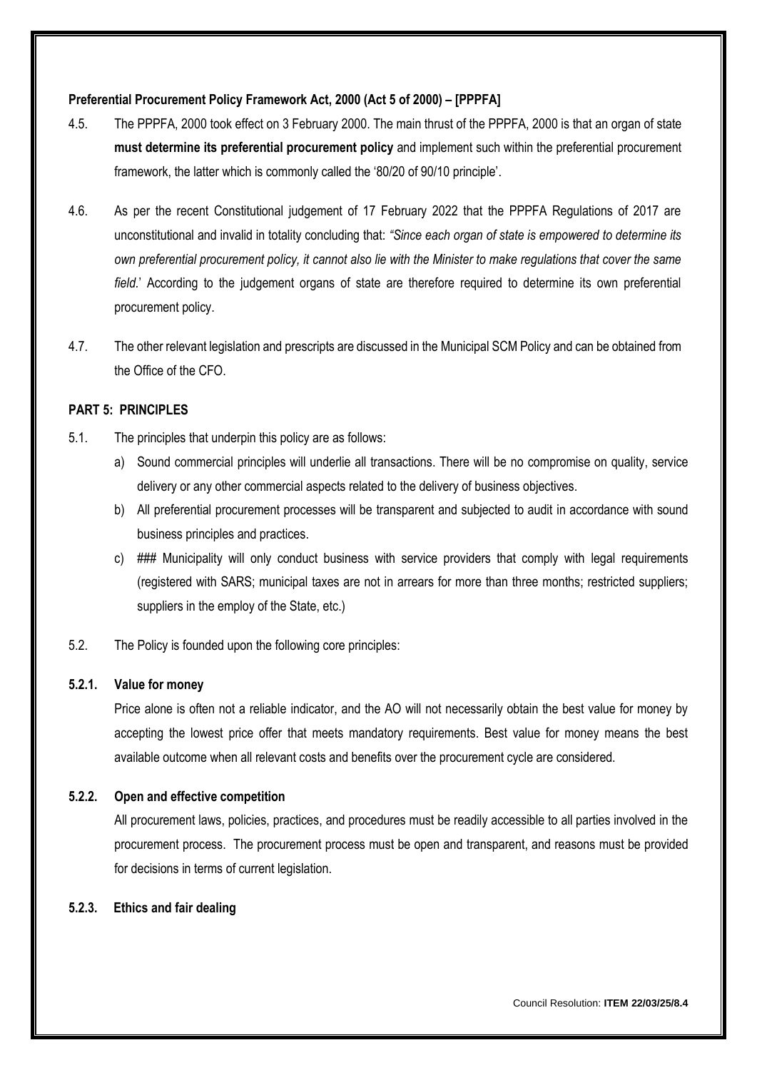**Preferential Procurement Policy Framework Act, 2000 (Act 5 of 2000) – [PPPFA]**

4.5. The PPPFA, 2000 took effect on 3 February 2000. The main thrust of the PPPFA, 2000 is that an organ of state **must determine its preferential procurement policy** and implement such within the preferential procurement framework, the latter which is commonly called the '80/20 of 90/10 principle'.

4.6. As per the recent Constitutional judgement of 17 February 2022 that the PPPFA Regulations of 2017 are unconstitutional and invalid in totality concluding that: *"Since each organ of state is empowered to determine its own preferential procurement policy, it cannot also lie with the Minister to make regulations that cover the same field*.' According to the judgement organs of state are therefore required to determine its own preferential procurement policy.

4.7. The other relevant legislation and prescripts are discussed in the Municipal SCM Policy and can be obtained from the Office of the CFO.

**PART 5: PRINCIPLES**

5.1. The principles that underpin this policy are as follows:

a) Sound commercial principles will underlie all transactions. There will be no compromise on quality, service delivery or any other commercial aspects related to the delivery of business objectives.

b) All preferential procurement processes will be transparent and subjected to audit in accordance with sound business principles and practices.

c) ### Municipality will only conduct business with service providers that comply with legal requirements (registered with SARS; municipal taxes are not in arrears for more than three months; restricted suppliers; suppliers in the employ of the State, etc.)

5.2. The Policy is founded upon the following core principles:

**5.2.1. Value for money**

Price alone is often not a reliable indicator, and the AO will not necessarily obtain the best value for money by accepting the lowest price offer that meets mandatory requirements. Best value for money means the best available outcome when all relevant costs and benefits over the procurement cycle are considered.

**5.2.2. Open and effective competition**

All procurement laws, policies, practices, and procedures must be readily accessible to all parties involved in the procurement process. The procurement process must be open and transparent, and reasons must be provided for decisions in terms of current legislation.

**5.2.3. Ethics and fair dealing**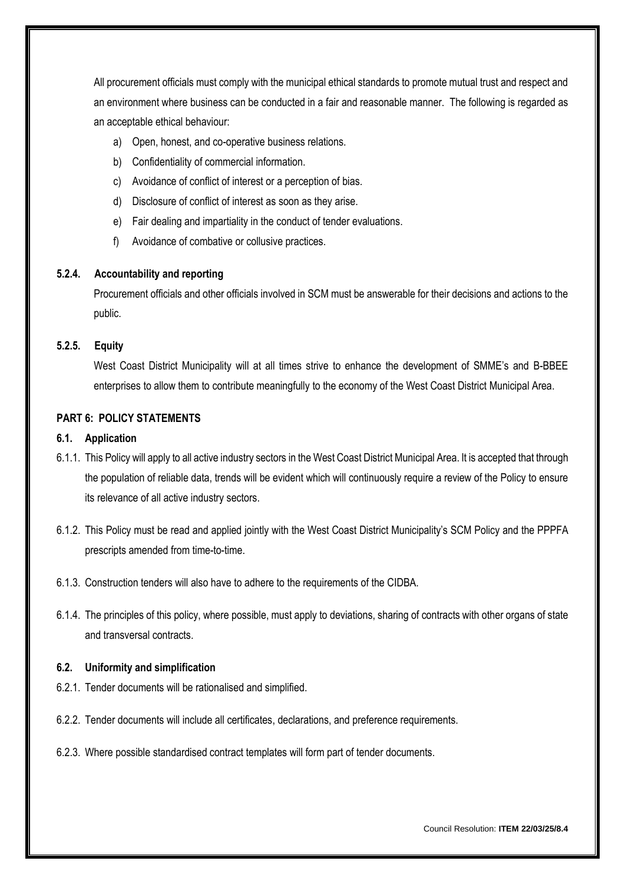All procurement officials must comply with the municipal ethical standards to promote mutual trust and respect and an environment where business can be conducted in a fair and reasonable manner. The following is regarded as an acceptable ethical behaviour:

a) Open, honest, and co-operative business relations.
b) Confidentiality of commercial information.
c) Avoidance of conflict of interest or a perception of bias.
d) Disclosure of conflict of interest as soon as they arise.
e) Fair dealing and impartiality in the conduct of tender evaluations.
f) Avoidance of combative or collusive practices.

#### 5.2.4. Accountability and reporting

Procurement officials and other officials involved in SCM must be answerable for their decisions and actions to the public.

#### 5.2.5. Equity

West Coast District Municipality will at all times strive to enhance the development of SMME's and B-BBEE enterprises to allow them to contribute meaningfully to the economy of the West Coast District Municipal Area.

## PART 6: POLICY STATEMENTS

### 6.1. Application

6.1.1. This Policy will apply to all active industry sectors in the West Coast District Municipal Area. It is accepted that through the population of reliable data, trends will be evident which will continuously require a review of the Policy to ensure its relevance of all active industry sectors.

6.1.2. This Policy must be read and applied jointly with the West Coast District Municipality's SCM Policy and the PPPFA prescripts amended from time-to-time.

6.1.3. Construction tenders will also have to adhere to the requirements of the CIDBA.

6.1.4. The principles of this policy, where possible, must apply to deviations, sharing of contracts with other organs of state and transversal contracts.

### 6.2. Uniformity and simplification

6.2.1. Tender documents will be rationalised and simplified.

6.2.2. Tender documents will include all certificates, declarations, and preference requirements.

6.2.3. Where possible standardised contract templates will form part of tender documents.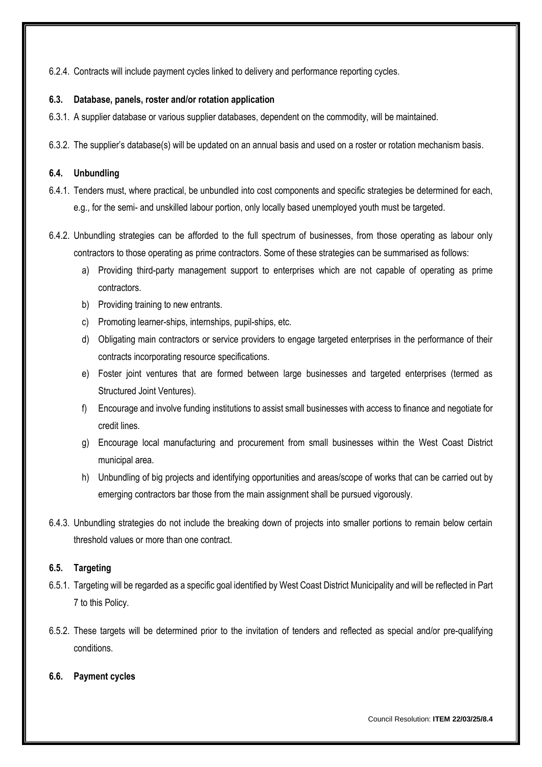6.2.4. Contracts will include payment cycles linked to delivery and performance reporting cycles.

### 6.3. Database, panels, roster and/or rotation application

6.3.1. A supplier database or various supplier databases, dependent on the commodity, will be maintained.

6.3.2. The supplier's database(s) will be updated on an annual basis and used on a roster or rotation mechanism basis.

### 6.4. Unbundling

6.4.1. Tenders must, where practical, be unbundled into cost components and specific strategies be determined for each, e.g., for the semi- and unskilled labour portion, only locally based unemployed youth must be targeted.

6.4.2. Unbundling strategies can be afforded to the full spectrum of businesses, from those operating as labour only contractors to those operating as prime contractors. Some of these strategies can be summarised as follows:

a) Providing third-party management support to enterprises which are not capable of operating as prime contractors.

b) Providing training to new entrants.

c) Promoting learner-ships, internships, pupil-ships, etc.

d) Obligating main contractors or service providers to engage targeted enterprises in the performance of their contracts incorporating resource specifications.

e) Foster joint ventures that are formed between large businesses and targeted enterprises (termed as Structured Joint Ventures).

f) Encourage and involve funding institutions to assist small businesses with access to finance and negotiate for credit lines.

g) Encourage local manufacturing and procurement from small businesses within the West Coast District municipal area.

h) Unbundling of big projects and identifying opportunities and areas/scope of works that can be carried out by emerging contractors bar those from the main assignment shall be pursued vigorously.

6.4.3. Unbundling strategies do not include the breaking down of projects into smaller portions to remain below certain threshold values or more than one contract.

### 6.5. Targeting

6.5.1. Targeting will be regarded as a specific goal identified by West Coast District Municipality and will be reflected in Part 7 to this Policy.

6.5.2. These targets will be determined prior to the invitation of tenders and reflected as special and/or pre-qualifying conditions.

### 6.6. Payment cycles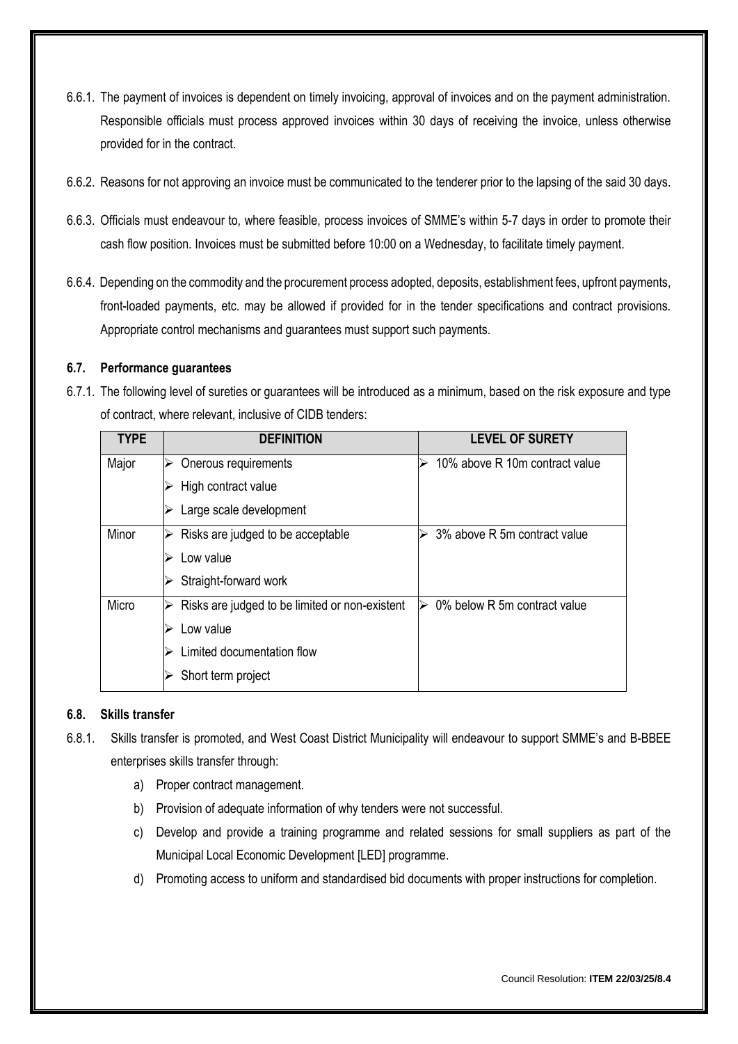6.6.1. The payment of invoices is dependent on timely invoicing, approval of invoices and on the payment administration. Responsible officials must process approved invoices within 30 days of receiving the invoice, unless otherwise provided for in the contract.

6.6.2. Reasons for not approving an invoice must be communicated to the tenderer prior to the lapsing of the said 30 days.

6.6.3. Officials must endeavour to, where feasible, process invoices of SMME's within 5-7 days in order to promote their cash flow position. Invoices must be submitted before 10:00 on a Wednesday, to facilitate timely payment.

6.6.4. Depending on the commodity and the procurement process adopted, deposits, establishment fees, upfront payments, front-loaded payments, etc. may be allowed if provided for in the tender specifications and contract provisions. Appropriate control mechanisms and guarantees must support such payments.

### 6.7. Performance guarantees

6.7.1. The following level of sureties or guarantees will be introduced as a minimum, based on the risk exposure and type of contract, where relevant, inclusive of CIDB tenders:

| TYPE | DEFINITION | LEVEL OF SURETY |
|---|---|---|
| Major | ➢ Onerous requirements<br>➢ High contract value<br>➢ Large scale development | ➢ 10% above R 10m contract value |
| Minor | ➢ Risks are judged to be acceptable<br>➢ Low value<br>➢ Straight-forward work | ➢ 3% above R 5m contract value |
| Micro | ➢ Risks are judged to be limited or non-existent<br>➢ Low value<br>➢ Limited documentation flow<br>➢ Short term project | ➢ 0% below R 5m contract value |

### 6.8. Skills transfer

6.8.1. Skills transfer is promoted, and West Coast District Municipality will endeavour to support SMME's and B-BBEE enterprises skills transfer through:

a) Proper contract management.

b) Provision of adequate information of why tenders were not successful.

c) Develop and provide a training programme and related sessions for small suppliers as part of the Municipal Local Economic Development [LED] programme.

d) Promoting access to uniform and standardised bid documents with proper instructions for completion.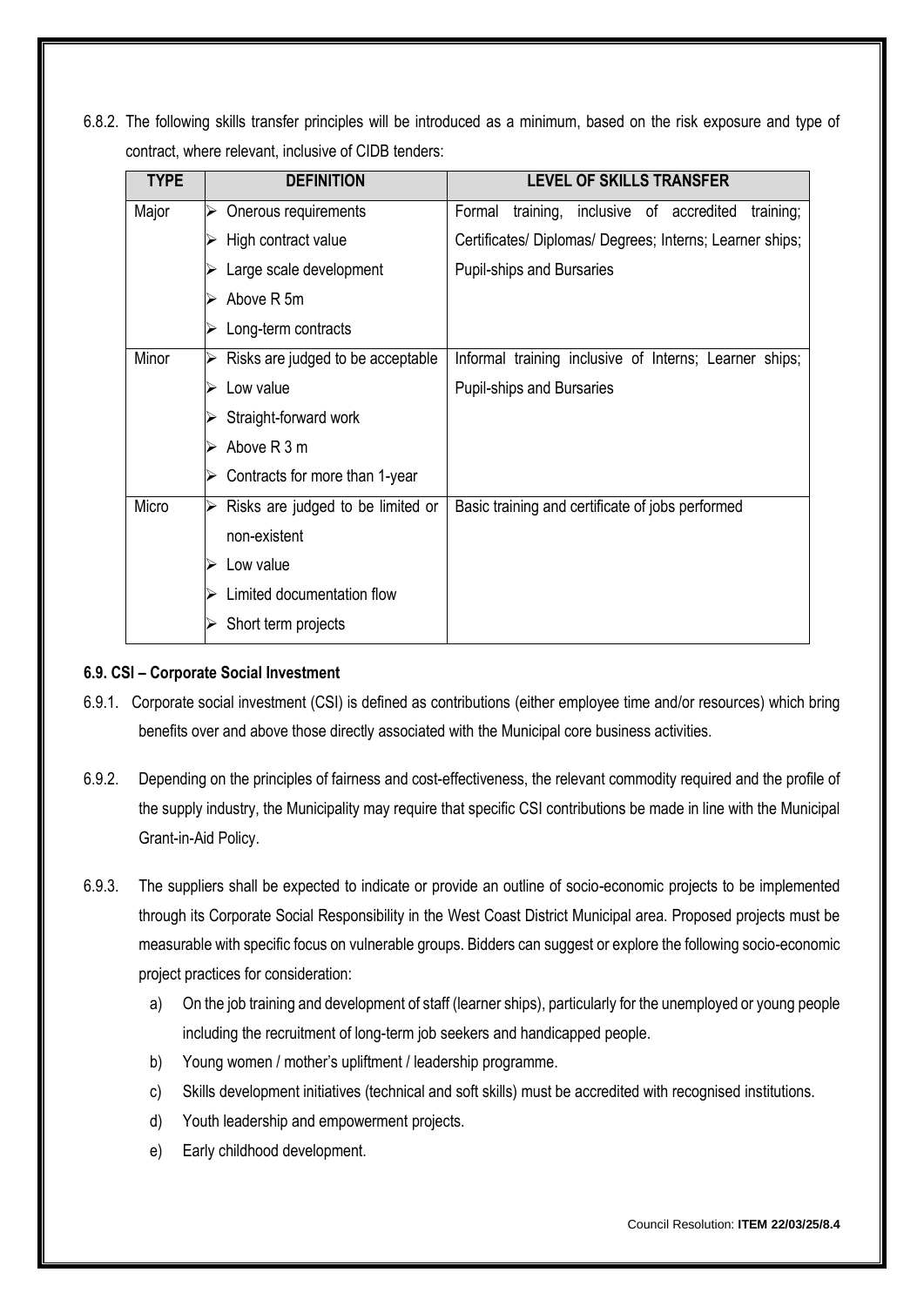6.8.2. The following skills transfer principles will be introduced as a minimum, based on the risk exposure and type of contract, where relevant, inclusive of CIDB tenders:

| TYPE | DEFINITION | LEVEL OF SKILLS TRANSFER |
|---|---|---|
| Major | ➢ Onerous requirements<br>➢ High contract value<br>➢ Large scale development<br>➢ Above R 5m<br>➢ Long-term contracts | Formal training, inclusive of accredited training; Certificates/ Diplomas/ Degrees; Interns; Learner ships; Pupil-ships and Bursaries |
| Minor | ➢ Risks are judged to be acceptable<br>➢ Low value<br>➢ Straight-forward work<br>➢ Above R 3 m<br>➢ Contracts for more than 1-year | Informal training inclusive of Interns; Learner ships; Pupil-ships and Bursaries |
| Micro | ➢ Risks are judged to be limited or non-existent<br>➢ Low value<br>➢ Limited documentation flow<br>➢ Short term projects | Basic training and certificate of jobs performed |

**6.9. CSI – Corporate Social Investment**

6.9.1. Corporate social investment (CSI) is defined as contributions (either employee time and/or resources) which bring benefits over and above those directly associated with the Municipal core business activities.

6.9.2. Depending on the principles of fairness and cost-effectiveness, the relevant commodity required and the profile of the supply industry, the Municipality may require that specific CSI contributions be made in line with the Municipal Grant-in-Aid Policy.

6.9.3. The suppliers shall be expected to indicate or provide an outline of socio-economic projects to be implemented through its Corporate Social Responsibility in the West Coast District Municipal area. Proposed projects must be measurable with specific focus on vulnerable groups. Bidders can suggest or explore the following socio-economic project practices for consideration:

a) On the job training and development of staff (learner ships), particularly for the unemployed or young people including the recruitment of long-term job seekers and handicapped people.

b) Young women / mother's upliftment / leadership programme.

c) Skills development initiatives (technical and soft skills) must be accredited with recognised institutions.

d) Youth leadership and empowerment projects.

e) Early childhood development.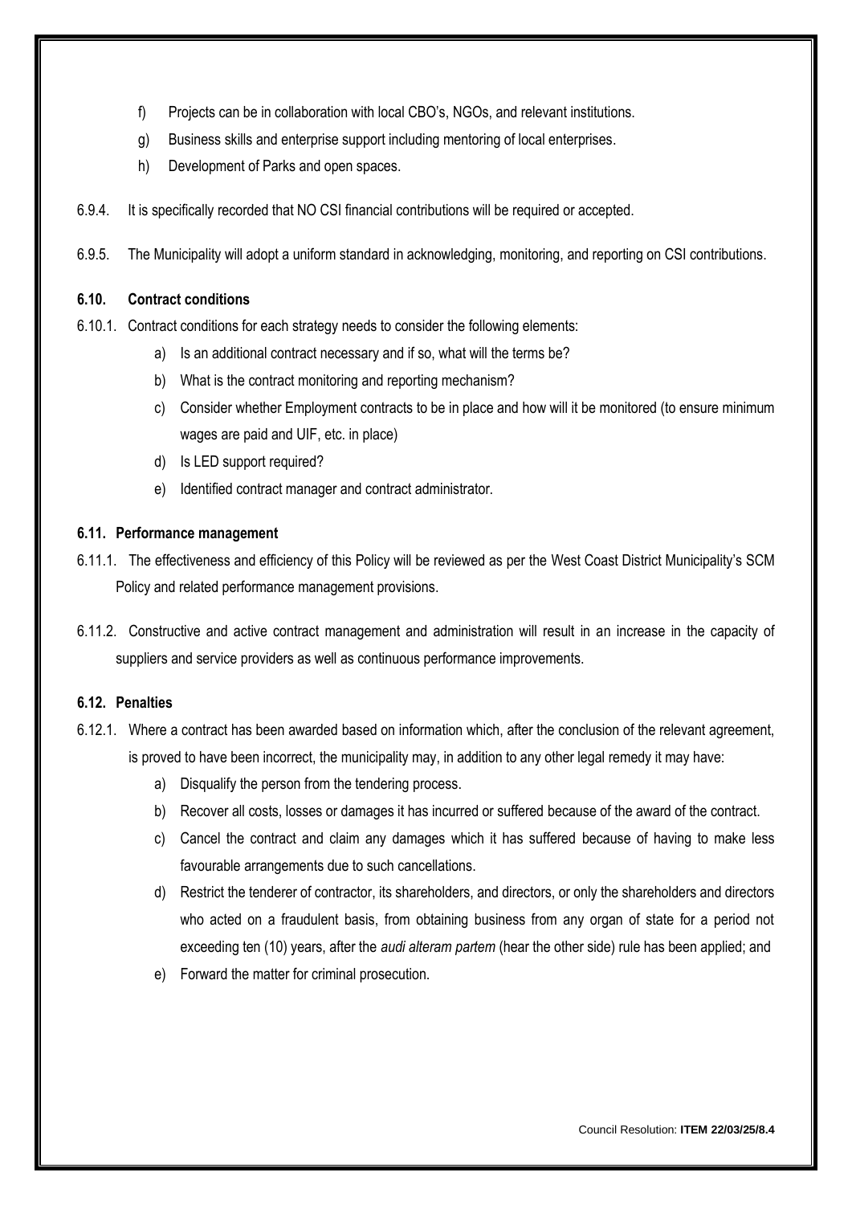f) Projects can be in collaboration with local CBO's, NGOs, and relevant institutions.

g) Business skills and enterprise support including mentoring of local enterprises.

h) Development of Parks and open spaces.

6.9.4. It is specifically recorded that NO CSI financial contributions will be required or accepted.

6.9.5. The Municipality will adopt a uniform standard in acknowledging, monitoring, and reporting on CSI contributions.

### 6.10. Contract conditions

6.10.1. Contract conditions for each strategy needs to consider the following elements:

a) Is an additional contract necessary and if so, what will the terms be?

b) What is the contract monitoring and reporting mechanism?

c) Consider whether Employment contracts to be in place and how will it be monitored (to ensure minimum wages are paid and UIF, etc. in place)

d) Is LED support required?

e) Identified contract manager and contract administrator.

### 6.11. Performance management

6.11.1. The effectiveness and efficiency of this Policy will be reviewed as per the West Coast District Municipality's SCM Policy and related performance management provisions.

6.11.2. Constructive and active contract management and administration will result in an increase in the capacity of suppliers and service providers as well as continuous performance improvements.

### 6.12. Penalties

6.12.1. Where a contract has been awarded based on information which, after the conclusion of the relevant agreement, is proved to have been incorrect, the municipality may, in addition to any other legal remedy it may have:

a) Disqualify the person from the tendering process.

b) Recover all costs, losses or damages it has incurred or suffered because of the award of the contract.

c) Cancel the contract and claim any damages which it has suffered because of having to make less favourable arrangements due to such cancellations.

d) Restrict the tenderer of contractor, its shareholders, and directors, or only the shareholders and directors who acted on a fraudulent basis, from obtaining business from any organ of state for a period not exceeding ten (10) years, after the *audi alteram partem* (hear the other side) rule has been applied; and

e) Forward the matter for criminal prosecution.

Council Resolution: **ITEM 22/03/25/8.4**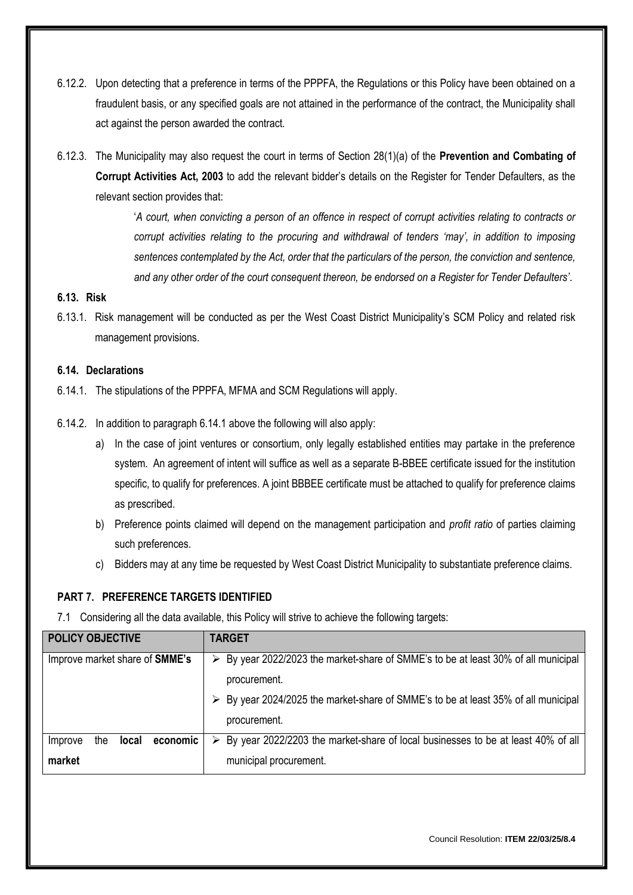6.12.2. Upon detecting that a preference in terms of the PPPFA, the Regulations or this Policy have been obtained on a fraudulent basis, or any specified goals are not attained in the performance of the contract, the Municipality shall act against the person awarded the contract.

6.12.3. The Municipality may also request the court in terms of Section 28(1)(a) of the **Prevention and Combating of Corrupt Activities Act, 2003** to add the relevant bidder's details on the Register for Tender Defaulters, as the relevant section provides that:

> '*A court, when convicting a person of an offence in respect of corrupt activities relating to contracts or corrupt activities relating to the procuring and withdrawal of tenders 'may', in addition to imposing sentences contemplated by the Act, order that the particulars of the person, the conviction and sentence, and any other order of the court consequent thereon, be endorsed on a Register for Tender Defaulters'*.

### 6.13. Risk

6.13.1. Risk management will be conducted as per the West Coast District Municipality's SCM Policy and related risk management provisions.

### 6.14. Declarations

6.14.1. The stipulations of the PPPFA, MFMA and SCM Regulations will apply.

6.14.2. In addition to paragraph 6.14.1 above the following will also apply:

a) In the case of joint ventures or consortium, only legally established entities may partake in the preference system. An agreement of intent will suffice as well as a separate B-BBEE certificate issued for the institution specific, to qualify for preferences. A joint BBBEE certificate must be attached to qualify for preference claims as prescribed.

b) Preference points claimed will depend on the management participation and *profit ratio* of parties claiming such preferences.

c) Bidders may at any time be requested by West Coast District Municipality to substantiate preference claims.

## PART 7. PREFERENCE TARGETS IDENTIFIED

7.1 Considering all the data available, this Policy will strive to achieve the following targets:

| POLICY OBJECTIVE | TARGET |
|---|---|
| Improve market share of **SMME's** | ➢ By year 2022/2023 the market-share of SMME's to be at least 30% of all municipal procurement.<br>➢ By year 2024/2025 the market-share of SMME's to be at least 35% of all municipal procurement. |
| Improve the **local economic market** | ➢ By year 2022/2203 the market-share of local businesses to be at least 40% of all municipal procurement. |

Council Resolution: **ITEM 22/03/25/8.4**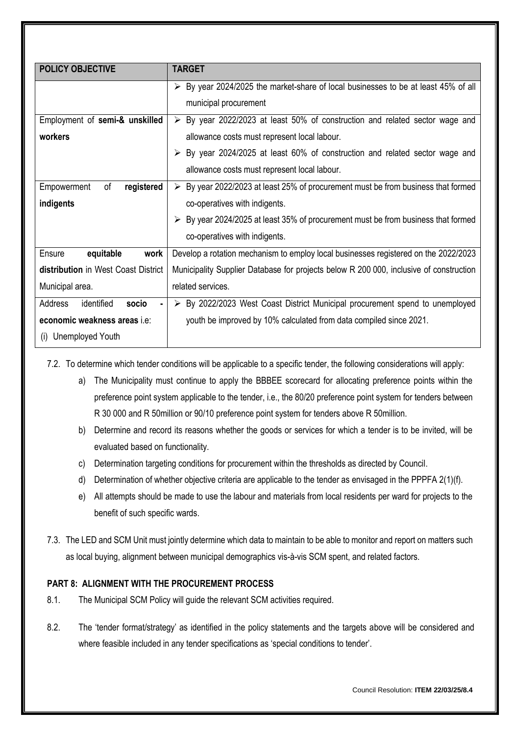| POLICY OBJECTIVE | TARGET |
|---|---|
| | ➢ By year 2024/2025 the market-share of local businesses to be at least 45% of all municipal procurement |
| Employment of **semi-& unskilled workers** | ➢ By year 2022/2023 at least 50% of construction and related sector wage and allowance costs must represent local labour.<br>➢ By year 2024/2025 at least 60% of construction and related sector wage and allowance costs must represent local labour. |
| Empowerment of **registered indigents** | ➢ By year 2022/2023 at least 25% of procurement must be from business that formed co-operatives with indigents.<br>➢ By year 2024/2025 at least 35% of procurement must be from business that formed co-operatives with indigents. |
| Ensure **equitable work distribution** in West Coast District Municipal area. | Develop a rotation mechanism to employ local businesses registered on the 2022/2023 Municipality Supplier Database for projects below R 200 000, inclusive of construction related services. |
| Address identified **socio - economic weakness areas** i.e:<br>(i) Unemployed Youth | ➢ By 2022/2023 West Coast District Municipal procurement spend to unemployed youth be improved by 10% calculated from data compiled since 2021. |

7.2. To determine which tender conditions will be applicable to a specific tender, the following considerations will apply:

a) The Municipality must continue to apply the BBBEE scorecard for allocating preference points within the preference point system applicable to the tender, i.e., the 80/20 preference point system for tenders between R 30 000 and R 50million or 90/10 preference point system for tenders above R 50million.

b) Determine and record its reasons whether the goods or services for which a tender is to be invited, will be evaluated based on functionality.

c) Determination targeting conditions for procurement within the thresholds as directed by Council.

d) Determination of whether objective criteria are applicable to the tender as envisaged in the PPPFA 2(1)(f).

e) All attempts should be made to use the labour and materials from local residents per ward for projects to the benefit of such specific wards.

7.3. The LED and SCM Unit must jointly determine which data to maintain to be able to monitor and report on matters such as local buying, alignment between municipal demographics vis-à-vis SCM spent, and related factors.

### PART 8: ALIGNMENT WITH THE PROCUREMENT PROCESS

8.1. The Municipal SCM Policy will guide the relevant SCM activities required.

8.2. The 'tender format/strategy' as identified in the policy statements and the targets above will be considered and where feasible included in any tender specifications as 'special conditions to tender'.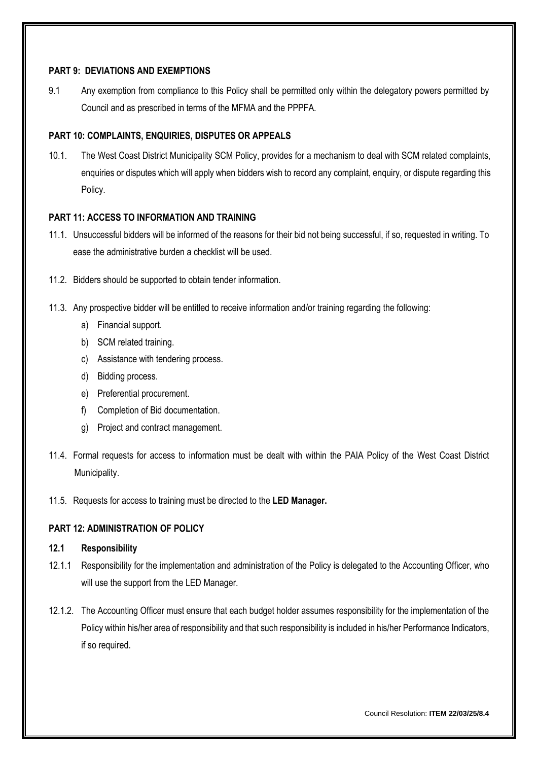**PART 9: DEVIATIONS AND EXEMPTIONS**

9.1 Any exemption from compliance to this Policy shall be permitted only within the delegatory powers permitted by Council and as prescribed in terms of the MFMA and the PPPFA.

**PART 10: COMPLAINTS, ENQUIRIES, DISPUTES OR APPEALS**

10.1. The West Coast District Municipality SCM Policy, provides for a mechanism to deal with SCM related complaints, enquiries or disputes which will apply when bidders wish to record any complaint, enquiry, or dispute regarding this Policy.

**PART 11: ACCESS TO INFORMATION AND TRAINING**

11.1. Unsuccessful bidders will be informed of the reasons for their bid not being successful, if so, requested in writing. To ease the administrative burden a checklist will be used.

11.2. Bidders should be supported to obtain tender information.

11.3. Any prospective bidder will be entitled to receive information and/or training regarding the following:

a) Financial support.
b) SCM related training.
c) Assistance with tendering process.
d) Bidding process.
e) Preferential procurement.
f) Completion of Bid documentation.
g) Project and contract management.

11.4. Formal requests for access to information must be dealt with within the PAIA Policy of the West Coast District Municipality.

11.5. Requests for access to training must be directed to the **LED Manager.**

**PART 12: ADMINISTRATION OF POLICY**

**12.1 Responsibility**

12.1.1 Responsibility for the implementation and administration of the Policy is delegated to the Accounting Officer, who will use the support from the LED Manager.

12.1.2. The Accounting Officer must ensure that each budget holder assumes responsibility for the implementation of the Policy within his/her area of responsibility and that such responsibility is included in his/her Performance Indicators, if so required.

Council Resolution: **ITEM 22/03/25/8.4**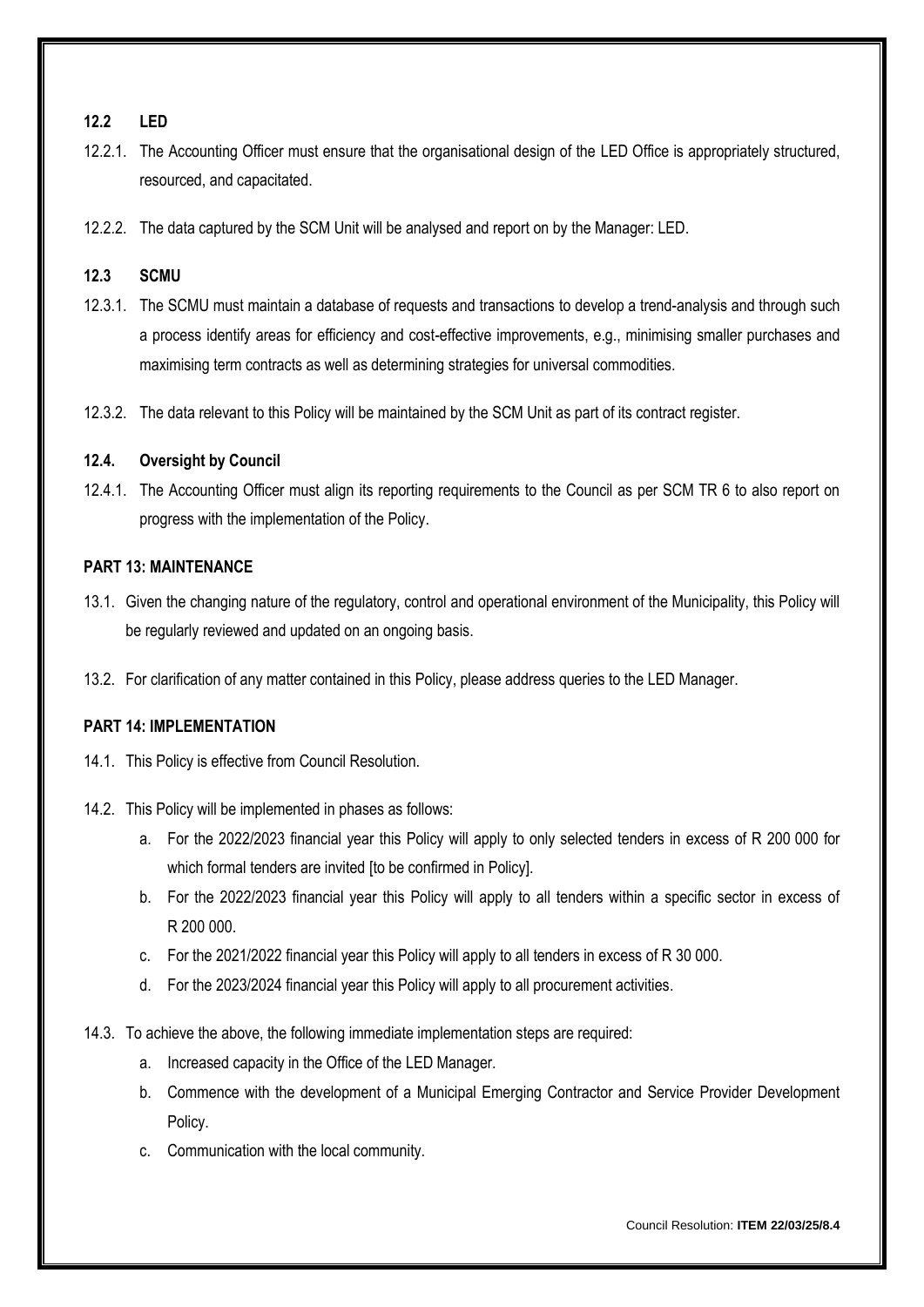### 12.2 LED

12.2.1. The Accounting Officer must ensure that the organisational design of the LED Office is appropriately structured, resourced, and capacitated.

12.2.2. The data captured by the SCM Unit will be analysed and report on by the Manager: LED.

### 12.3 SCMU

12.3.1. The SCMU must maintain a database of requests and transactions to develop a trend-analysis and through such a process identify areas for efficiency and cost-effective improvements, e.g., minimising smaller purchases and maximising term contracts as well as determining strategies for universal commodities.

12.3.2. The data relevant to this Policy will be maintained by the SCM Unit as part of its contract register.

### 12.4. Oversight by Council

12.4.1. The Accounting Officer must align its reporting requirements to the Council as per SCM TR 6 to also report on progress with the implementation of the Policy.

## PART 13: MAINTENANCE

13.1. Given the changing nature of the regulatory, control and operational environment of the Municipality, this Policy will be regularly reviewed and updated on an ongoing basis.

13.2. For clarification of any matter contained in this Policy, please address queries to the LED Manager.

## PART 14: IMPLEMENTATION

14.1. This Policy is effective from Council Resolution.

14.2. This Policy will be implemented in phases as follows:

a. For the 2022/2023 financial year this Policy will apply to only selected tenders in excess of R 200 000 for which formal tenders are invited [to be confirmed in Policy].

b. For the 2022/2023 financial year this Policy will apply to all tenders within a specific sector in excess of R 200 000.

c. For the 2021/2022 financial year this Policy will apply to all tenders in excess of R 30 000.

d. For the 2023/2024 financial year this Policy will apply to all procurement activities.

14.3. To achieve the above, the following immediate implementation steps are required:

a. Increased capacity in the Office of the LED Manager.

b. Commence with the development of a Municipal Emerging Contractor and Service Provider Development Policy.

c. Communication with the local community.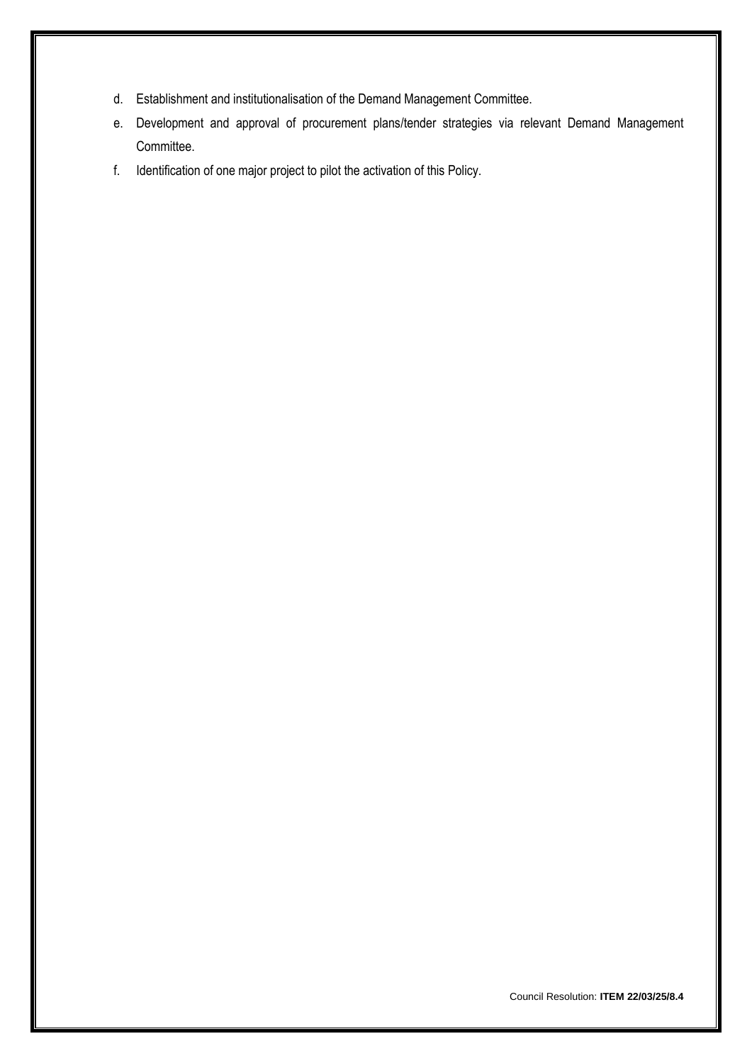d. Establishment and institutionalisation of the Demand Management Committee.
e. Development and approval of procurement plans/tender strategies via relevant Demand Management Committee.
f. Identification of one major project to pilot the activation of this Policy.

Council Resolution: **ITEM 22/03/25/8.4**